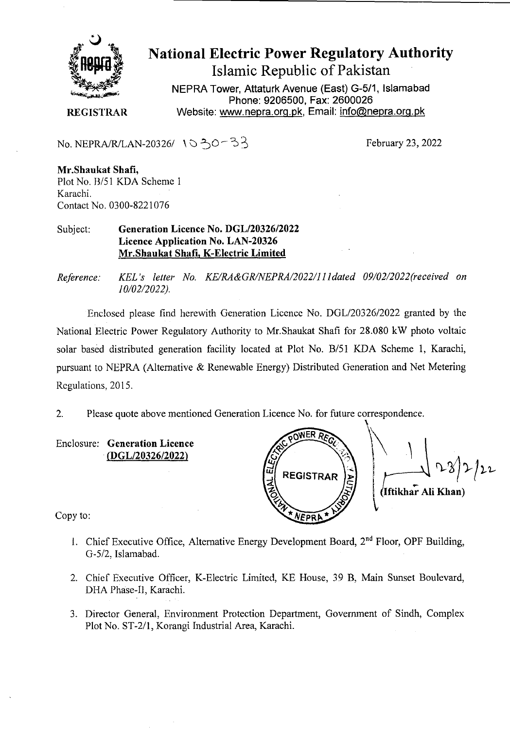# National Electric Power Regulatory Authority

Islamic Republic of Pakistan

NEPRA Tower, Attaturk Avenue (East) G-5/1, Islamabad
Phone: 9206500, Fax: 2600026
Website: www.nepra.org.pk, Email: info@nepra.org.pk

**REGISTRAR**

No. NEPRA/R/LAN-20326/ 1030-33 February 23, 2022

**Mr.Shaukat Shafi,**
Plot No. B/51 KDA Scheme 1
Karachi.
Contact No. 0300-8221076

Subject: **Generation Licence No. DGL/20326/2022**
**Licence Application No. LAN-20326**
**Mr.Shaukat Shafi, K-Electric Limited**

*Reference: KEL's letter No. KE/RA&GR/NEPRA/2022/111dated 09/02/2022(received on 10/02/2022).*

Enclosed please find herewith Generation Licence No. DGL/20326/2022 granted by the National Electric Power Regulatory Authority to Mr.Shaukat Shafi for 28.080 kW photo voltaic solar based distributed generation facility located at Plot No. B/51 KDA Scheme 1, Karachi, pursuant to NEPRA (Alternative & Renewable Energy) Distributed Generation and Net Metering Regulations, 2015.

2. Please quote above mentioned Generation Licence No. for future correspondence.

Enclosure: **Generation Licence (DGL/20326/2022)**

23/2/22
(Iftikhar Ali Khan)

Copy to:

1. Chief Executive Office, Alternative Energy Development Board, 2nd Floor, OPF Building, G-5/2, Islamabad.
2. Chief Executive Officer, K-Electric Limited, KE House, 39 B, Main Sunset Boulevard, DHA Phase-II, Karachi.
3. Director General, Environment Protection Department, Government of Sindh, Complex Plot No. ST-2/1, Korangi Industrial Area, Karachi.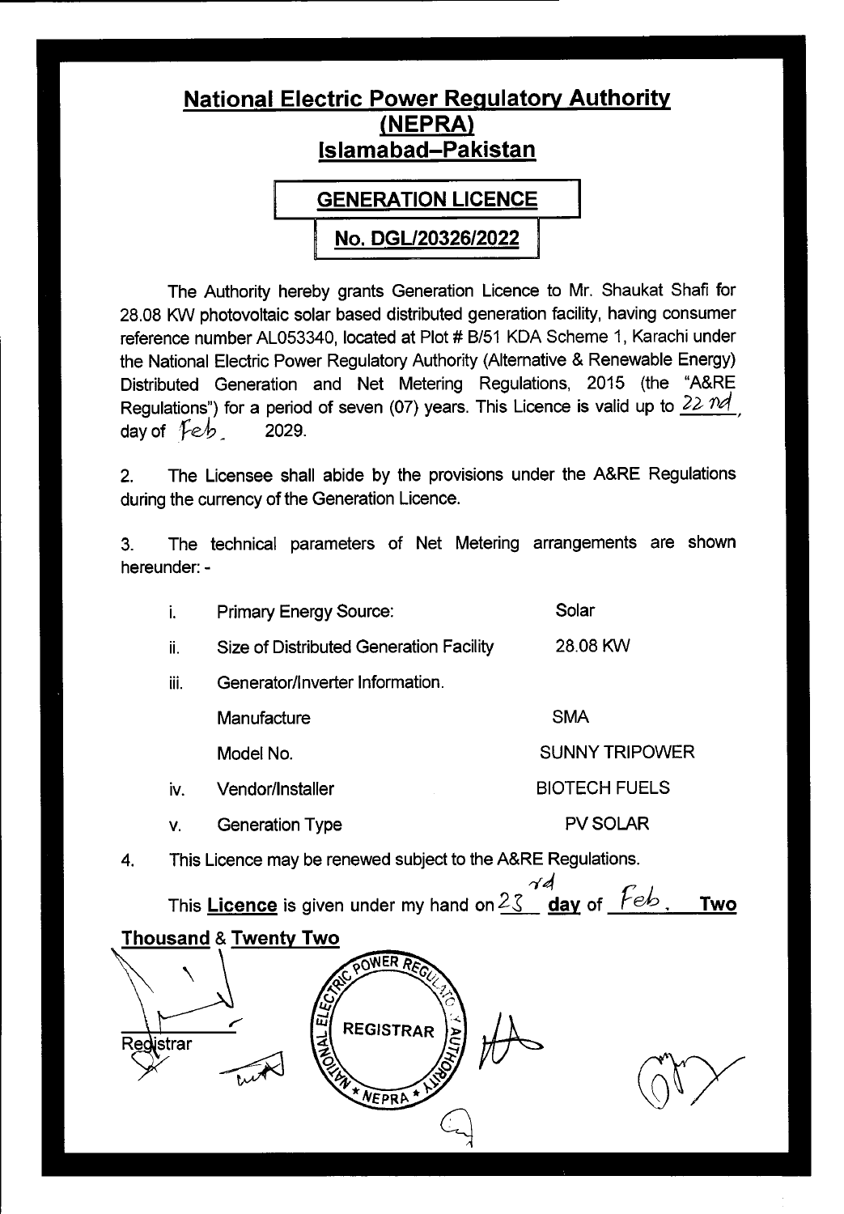# National Electric Power Regulatory Authority (NEPRA) Islamabad–Pakistan

## GENERATION LICENCE

## No. DGL/20326/2022

The Authority hereby grants Generation Licence to Mr. Shaukat Shafi for 28.08 KW photovoltaic solar based distributed generation facility, having consumer reference number AL053340, located at Plot # B/51 KDA Scheme 1, Karachi under the National Electric Power Regulatory Authority (Alternative & Renewable Energy) Distributed Generation and Net Metering Regulations, 2015 (the "A&RE Regulations") for a period of seven (07) years. This Licence is valid up to 22nd day of Feb. 2029.

2. The Licensee shall abide by the provisions under the A&RE Regulations during the currency of the Generation Licence.

3. The technical parameters of Net Metering arrangements are shown hereunder: -

| | | |
|---|---|---|
| i. | Primary Energy Source: | Solar |
| ii. | Size of Distributed Generation Facility | 28.08 KW |
| iii. | Generator/Inverter Information. | |
| | Manufacture | SMA |
| | Model No. | SUNNY TRIPOWER |
| iv. | Vendor/Installer | BIOTECH FUELS |
| v. | Generation Type | PV SOLAR |

4. This Licence may be renewed subject to the A&RE Regulations.

This **Licence** is given under my hand on 23rd **day** of Feb. **Two Thousand** & **Twenty Two**

Registrar

REGISTRAR NATIONAL ELECTRIC POWER REGULATORY AUTHORITY NEPRA